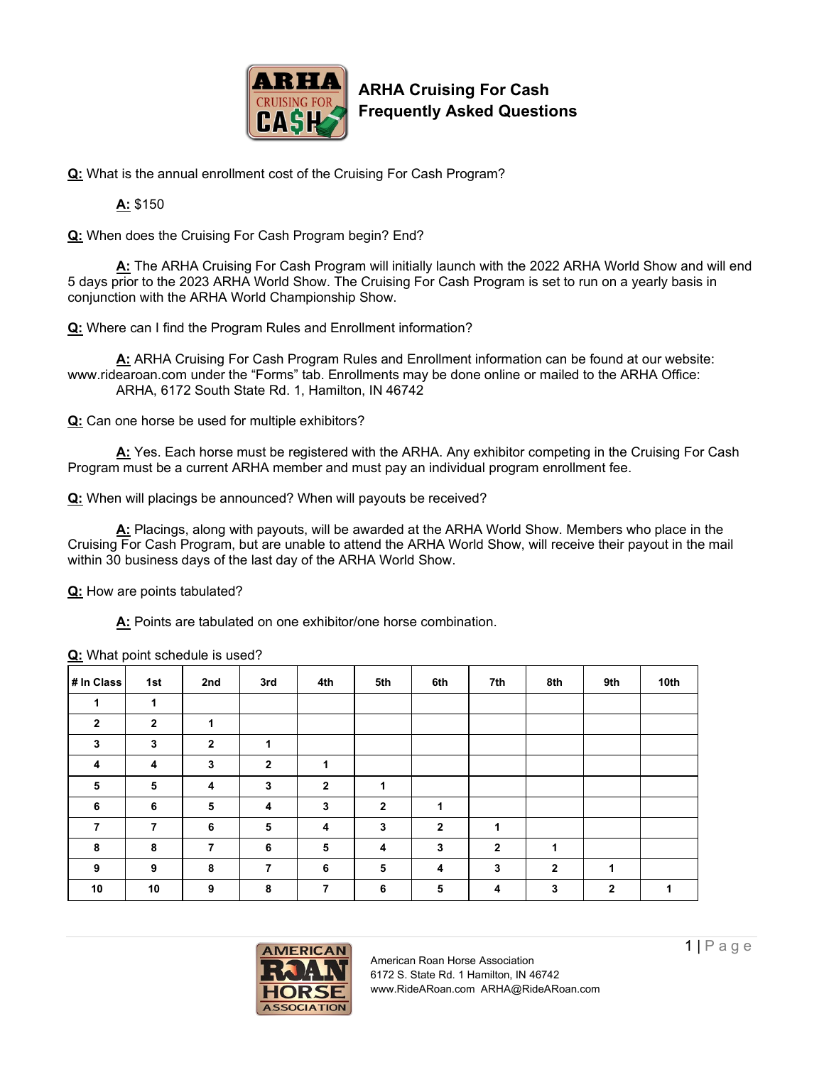# ARHA Cruising For Cash Frequently Asked Questions

**Q:** What is the annual enrollment cost of the Cruising For Cash Program?

**A:** $150

**Q:** When does the Cruising For Cash Program begin? End?

**A:** The ARHA Cruising For Cash Program will initially launch with the 2022 ARHA World Show and will end 5 days prior to the 2023 ARHA World Show. The Cruising For Cash Program is set to run on a yearly basis in conjunction with the ARHA World Championship Show.

**Q:** Where can I find the Program Rules and Enrollment information?

**A:** ARHA Cruising For Cash Program Rules and Enrollment information can be found at our website: www.ridearoan.com under the "Forms" tab. Enrollments may be done online or mailed to the ARHA Office: ARHA, 6172 South State Rd. 1, Hamilton, IN 46742

**Q:** Can one horse be used for multiple exhibitors?

**A:** Yes. Each horse must be registered with the ARHA. Any exhibitor competing in the Cruising For Cash Program must be a current ARHA member and must pay an individual program enrollment fee.

**Q:** When will placings be announced? When will payouts be received?

**A:** Placings, along with payouts, will be awarded at the ARHA World Show. Members who place in the Cruising For Cash Program, but are unable to attend the ARHA World Show, will receive their payout in the mail within 30 business days of the last day of the ARHA World Show.

**Q:** How are points tabulated?

**A:** Points are tabulated on one exhibitor/one horse combination.

**Q:** What point schedule is used?

| # In Class | 1st | 2nd | 3rd | 4th | 5th | 6th | 7th | 8th | 9th | 10th |
|---|---|---|---|---|---|---|---|---|---|---|
| 1 | 1 | | | | | | | | | |
| 2 | 2 | 1 | | | | | | | | |
| 3 | 3 | 2 | 1 | | | | | | | |
| 4 | 4 | 3 | 2 | 1 | | | | | | |
| 5 | 5 | 4 | 3 | 2 | 1 | | | | | |
| 6 | 6 | 5 | 4 | 3 | 2 | 1 | | | | |
| 7 | 7 | 6 | 5 | 4 | 3 | 2 | 1 | | | |
| 8 | 8 | 7 | 6 | 5 | 4 | 3 | 2 | 1 | | |
| 9 | 9 | 8 | 7 | 6 | 5 | 4 | 3 | 2 | 1 | |
| 10 | 10 | 9 | 8 | 7 | 6 | 5 | 4 | 3 | 2 | 1 |

American Roan Horse Association
6172 S. State Rd. 1 Hamilton, IN 46742
www.RideARoan.com ARHA@RideARoan.com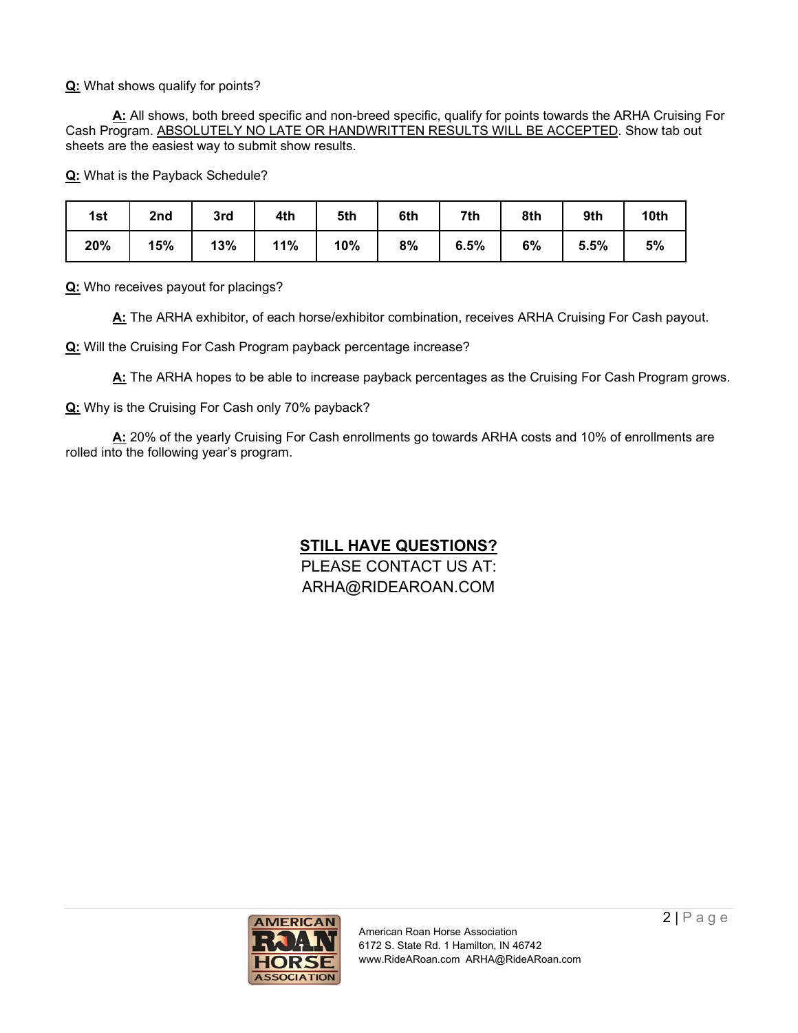**Q:** What shows qualify for points?

**A:** All shows, both breed specific and non-breed specific, qualify for points towards the ARHA Cruising For Cash Program. ABSOLUTELY NO LATE OR HANDWRITTEN RESULTS WILL BE ACCEPTED. Show tab out sheets are the easiest way to submit show results.

**Q:** What is the Payback Schedule?

| 1st | 2nd | 3rd | 4th | 5th | 6th | 7th | 8th | 9th | 10th |
|---|---|---|---|---|---|---|---|---|---|
| 20% | 15% | 13% | 11% | 10% | 8% | 6.5% | 6% | 5.5% | 5% |

**Q:** Who receives payout for placings?

**A:** The ARHA exhibitor, of each horse/exhibitor combination, receives ARHA Cruising For Cash payout.

**Q:** Will the Cruising For Cash Program payback percentage increase?

**A:** The ARHA hopes to be able to increase payback percentages as the Cruising For Cash Program grows.

**Q:** Why is the Cruising For Cash only 70% payback?

**A:** 20% of the yearly Cruising For Cash enrollments go towards ARHA costs and 10% of enrollments are rolled into the following year's program.

**STILL HAVE QUESTIONS?**

PLEASE CONTACT US AT:

ARHA@RIDEAROAN.COM